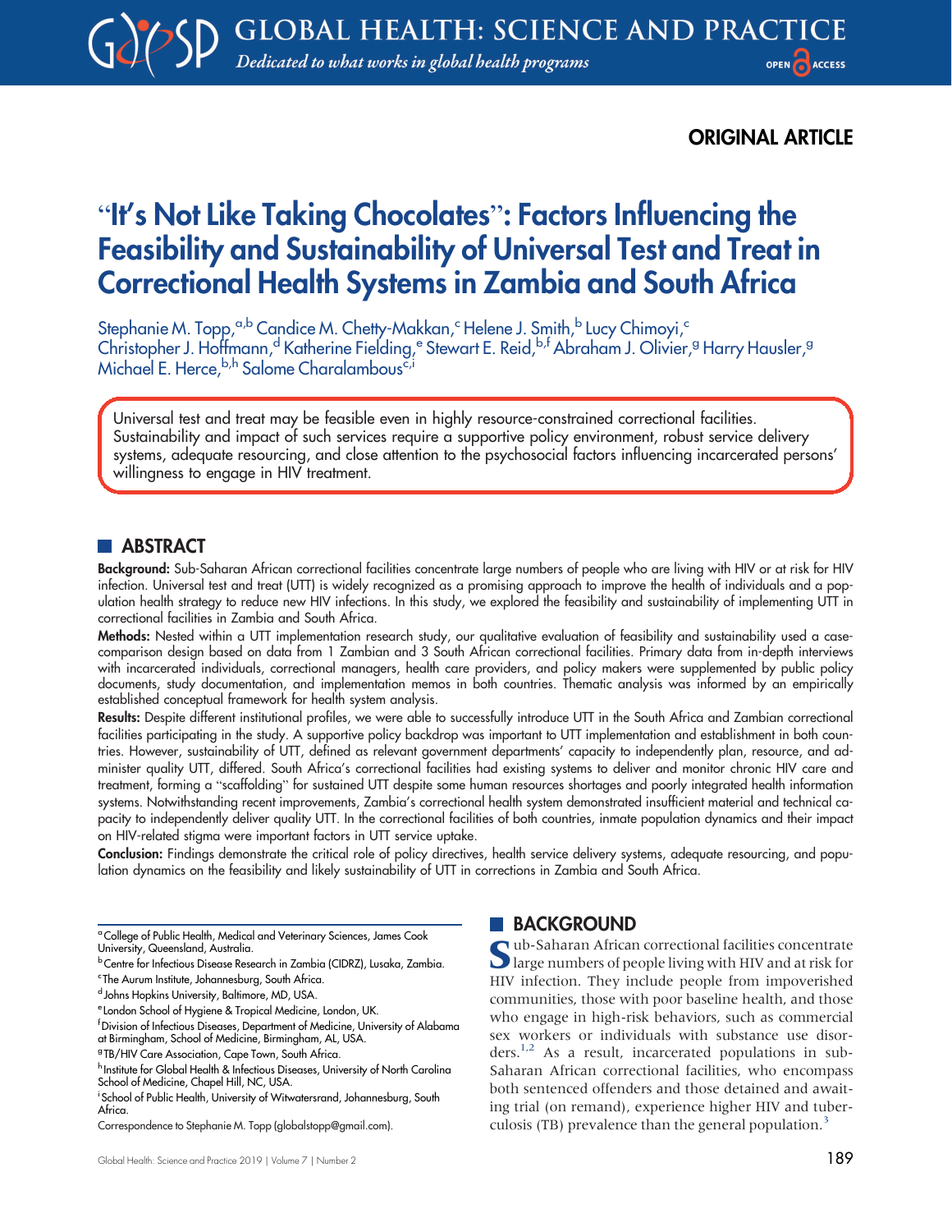ORIGINAL ARTICLE

# "It's Not Like Taking Chocolates": Factors Influencing the Feasibility and Sustainability of Universal Test and Treat in Correctional Health Systems in Zambia and South Africa

Stephanie M. Topp,[a,b] Candice M. Chetty-Makkan,[c] Helene J. Smith,[b] Lucy Chimoyi,[c] Christopher J. Hoffmann,[d] Katherine Fielding,[e] Stewart E. Reid,[b,f] Abraham J. Olivier,[g] Harry Hausler,[g] Michael E. Herce,[b,h] Salome Charalambous[c,i]

Universal test and treat may be feasible even in highly resource-constrained correctional facilities. Sustainability and impact of such services require a supportive policy environment, robust service delivery systems, adequate resourcing, and close attention to the psychosocial factors influencing incarcerated persons' willingness to engage in HIV treatment.

## ABSTRACT

**Background:** Sub-Saharan African correctional facilities concentrate large numbers of people who are living with HIV or at risk for HIV infection. Universal test and treat (UTT) is widely recognized as a promising approach to improve the health of individuals and a population health strategy to reduce new HIV infections. In this study, we explored the feasibility and sustainability of implementing UTT in correctional facilities in Zambia and South Africa.

**Methods:** Nested within a UTT implementation research study, our qualitative evaluation of feasibility and sustainability used a case-comparison design based on data from 1 Zambian and 3 South African correctional facilities. Primary data from in-depth interviews with incarcerated individuals, correctional managers, health care providers, and policy makers were supplemented by public policy documents, study documentation, and implementation memos in both countries. Thematic analysis was informed by an empirically established conceptual framework for health system analysis.

**Results:** Despite different institutional profiles, we were able to successfully introduce UTT in the South Africa and Zambian correctional facilities participating in the study. A supportive policy backdrop was important to UTT implementation and establishment in both countries. However, sustainability of UTT, defined as relevant government departments' capacity to independently plan, resource, and administer quality UTT, differed. South Africa's correctional facilities had existing systems to deliver and monitor chronic HIV care and treatment, forming a "scaffolding" for sustained UTT despite some human resources shortages and poorly integrated health information systems. Notwithstanding recent improvements, Zambia's correctional health system demonstrated insufficient material and technical capacity to independently deliver quality UTT. In the correctional facilities of both countries, inmate population dynamics and their impact on HIV-related stigma were important factors in UTT service uptake.

**Conclusion:** Findings demonstrate the critical role of policy directives, health service delivery systems, adequate resourcing, and population dynamics on the feasibility and likely sustainability of UTT in corrections in Zambia and South Africa.

[a] College of Public Health, Medical and Veterinary Sciences, James Cook University, Queensland, Australia.
[b] Centre for Infectious Disease Research in Zambia (CIDRZ), Lusaka, Zambia.
[c] The Aurum Institute, Johannesburg, South Africa.
[d] Johns Hopkins University, Baltimore, MD, USA.
[e] London School of Hygiene & Tropical Medicine, London, UK.
[f] Division of Infectious Diseases, Department of Medicine, University of Alabama at Birmingham, School of Medicine, Birmingham, AL, USA.
[g] TB/HIV Care Association, Cape Town, South Africa.
[h] Institute for Global Health & Infectious Diseases, University of North Carolina School of Medicine, Chapel Hill, NC, USA.
[i] School of Public Health, University of Witwatersrand, Johannesburg, South Africa.

Correspondence to Stephanie M. Topp (globalstopp@gmail.com).

## BACKGROUND

Sub-Saharan African correctional facilities concentrate large numbers of people living with HIV and at risk for HIV infection. They include people from impoverished communities, those with poor baseline health, and those who engage in high-risk behaviors, such as commercial sex workers or individuals with substance use disorders.[1,2] As a result, incarcerated populations in sub-Saharan African correctional facilities, who encompass both sentenced offenders and those detained and awaiting trial (on remand), experience higher HIV and tuberculosis (TB) prevalence than the general population.[3]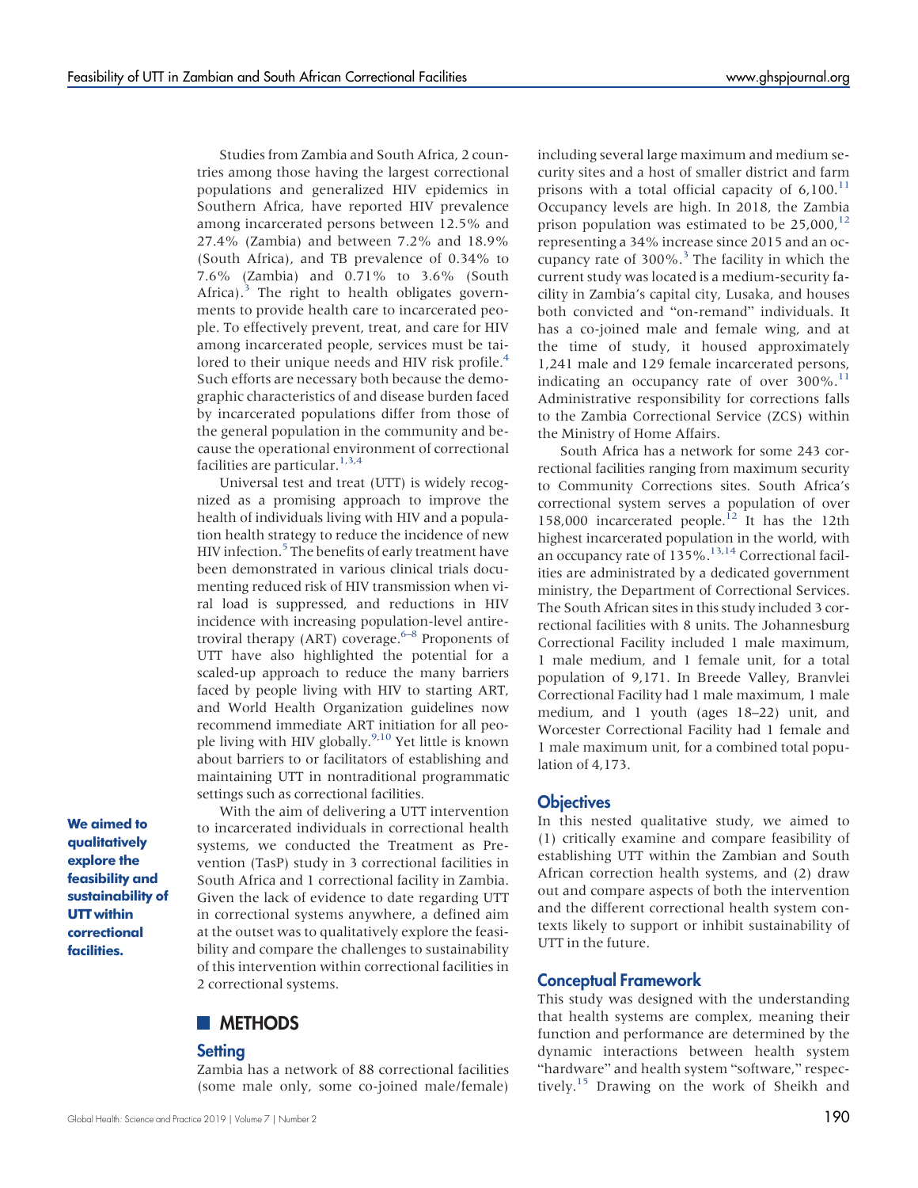Studies from Zambia and South Africa, 2 countries among those having the largest correctional populations and generalized HIV epidemics in Southern Africa, have reported HIV prevalence among incarcerated persons between 12.5% and 27.4% (Zambia) and between 7.2% and 18.9% (South Africa), and TB prevalence of 0.34% to 7.6% (Zambia) and 0.71% to 3.6% (South Africa).[3] The right to health obligates governments to provide health care to incarcerated people. To effectively prevent, treat, and care for HIV among incarcerated people, services must be tailored to their unique needs and HIV risk profile.[4] Such efforts are necessary both because the demographic characteristics of and disease burden faced by incarcerated populations differ from those of the general population in the community and because the operational environment of correctional facilities are particular.[1,3,4]

Universal test and treat (UTT) is widely recognized as a promising approach to improve the health of individuals living with HIV and a population health strategy to reduce the incidence of new HIV infection.[5] The benefits of early treatment have been demonstrated in various clinical trials documenting reduced risk of HIV transmission when viral load is suppressed, and reductions in HIV incidence with increasing population-level antiretroviral therapy (ART) coverage.[6–8] Proponents of UTT have also highlighted the potential for a scaled-up approach to reduce the many barriers faced by people living with HIV to starting ART, and World Health Organization guidelines now recommend immediate ART initiation for all people living with HIV globally.[9,10] Yet little is known about barriers to or facilitators of establishing and maintaining UTT in nontraditional programmatic settings such as correctional facilities.

**We aimed to qualitatively explore the feasibility and sustainability of UTT within correctional facilities.**

With the aim of delivering a UTT intervention to incarcerated individuals in correctional health systems, we conducted the Treatment as Prevention (TasP) study in 3 correctional facilities in South Africa and 1 correctional facility in Zambia. Given the lack of evidence to date regarding UTT in correctional systems anywhere, a defined aim at the outset was to qualitatively explore the feasibility and compare the challenges to sustainability of this intervention within correctional facilities in 2 correctional systems.

## METHODS

### Setting

Zambia has a network of 88 correctional facilities (some male only, some co-joined male/female) including several large maximum and medium security sites and a host of smaller district and farm prisons with a total official capacity of 6,100.[11] Occupancy levels are high. In 2018, the Zambia prison population was estimated to be 25,000,[12] representing a 34% increase since 2015 and an occupancy rate of 300%.[3] The facility in which the current study was located is a medium-security facility in Zambia's capital city, Lusaka, and houses both convicted and "on-remand" individuals. It has a co-joined male and female wing, and at the time of study, it housed approximately 1,241 male and 129 female incarcerated persons, indicating an occupancy rate of over 300%.[11] Administrative responsibility for corrections falls to the Zambia Correctional Service (ZCS) within the Ministry of Home Affairs.

South Africa has a network for some 243 correctional facilities ranging from maximum security to Community Corrections sites. South Africa's correctional system serves a population of over 158,000 incarcerated people.[12] It has the 12th highest incarcerated population in the world, with an occupancy rate of 135%.[13,14] Correctional facilities are administrated by a dedicated government ministry, the Department of Correctional Services. The South African sites in this study included 3 correctional facilities with 8 units. The Johannesburg Correctional Facility included 1 male maximum, 1 male medium, and 1 female unit, for a total population of 9,171. In Breede Valley, Branvlei Correctional Facility had 1 male maximum, 1 male medium, and 1 youth (ages 18–22) unit, and Worcester Correctional Facility had 1 female and 1 male maximum unit, for a combined total population of 4,173.

### Objectives

In this nested qualitative study, we aimed to (1) critically examine and compare feasibility of establishing UTT within the Zambian and South African correction health systems, and (2) draw out and compare aspects of both the intervention and the different correctional health system contexts likely to support or inhibit sustainability of UTT in the future.

### Conceptual Framework

This study was designed with the understanding that health systems are complex, meaning their function and performance are determined by the dynamic interactions between health system "hardware" and health system "software," respectively.[15] Drawing on the work of Sheikh and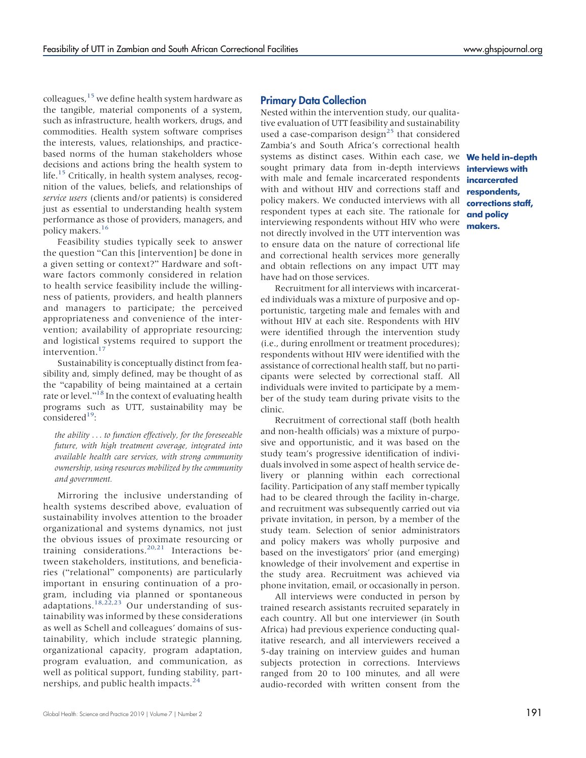colleagues,[15] we define health system hardware as the tangible, material components of a system, such as infrastructure, health workers, drugs, and commodities. Health system software comprises the interests, values, relationships, and practice-based norms of the human stakeholders whose decisions and actions bring the health system to life.[15] Critically, in health system analyses, recognition of the values, beliefs, and relationships of *service users* (clients and/or patients) is considered just as essential to understanding health system performance as those of providers, managers, and policy makers.[16]

Feasibility studies typically seek to answer the question "Can this [intervention] be done in a given setting or context?" Hardware and software factors commonly considered in relation to health service feasibility include the willingness of patients, providers, and health planners and managers to participate; the perceived appropriateness and convenience of the intervention; availability of appropriate resourcing; and logistical systems required to support the intervention.[17]

Sustainability is conceptually distinct from feasibility and, simply defined, may be thought of as the "capability of being maintained at a certain rate or level."[18] In the context of evaluating health programs such as UTT, sustainability may be considered[19]:

> *the ability . . . to function effectively, for the foreseeable future, with high treatment coverage, integrated into available health care services, with strong community ownership, using resources mobilized by the community and government.*

Mirroring the inclusive understanding of health systems described above, evaluation of sustainability involves attention to the broader organizational and systems dynamics, not just the obvious issues of proximate resourcing or training considerations.[20,21] Interactions between stakeholders, institutions, and beneficiaries ("relational" components) are particularly important in ensuring continuation of a program, including via planned or spontaneous adaptations.[18,22,23] Our understanding of sustainability was informed by these considerations as well as Schell and colleagues' domains of sustainability, which include strategic planning, organizational capacity, program adaptation, program evaluation, and communication, as well as political support, funding stability, partnerships, and public health impacts.[24]

## Primary Data Collection

Nested within the intervention study, our qualitative evaluation of UTT feasibility and sustainability used a case-comparison design[25] that considered Zambia's and South Africa's correctional health systems as distinct cases. Within each case, we sought primary data from in-depth interviews with male and female incarcerated respondents with and without HIV and corrections staff and policy makers. We conducted interviews with all respondent types at each site. The rationale for interviewing respondents without HIV who were not directly involved in the UTT intervention was to ensure data on the nature of correctional life and correctional health services more generally and obtain reflections on any impact UTT may have had on those services.

**We held in-depth interviews with incarcerated respondents, corrections staff, and policy makers.**

Recruitment for all interviews with incarcerated individuals was a mixture of purposive and opportunistic, targeting male and females with and without HIV at each site. Respondents with HIV were identified through the intervention study (i.e., during enrollment or treatment procedures); respondents without HIV were identified with the assistance of correctional health staff, but no participants were selected by correctional staff. All individuals were invited to participate by a member of the study team during private visits to the clinic.

Recruitment of correctional staff (both health and non-health officials) was a mixture of purposive and opportunistic, and it was based on the study team's progressive identification of individuals involved in some aspect of health service delivery or planning within each correctional facility. Participation of any staff member typically had to be cleared through the facility in-charge, and recruitment was subsequently carried out via private invitation, in person, by a member of the study team. Selection of senior administrators and policy makers was wholly purposive and based on the investigators' prior (and emerging) knowledge of their involvement and expertise in the study area. Recruitment was achieved via phone invitation, email, or occasionally in person.

All interviews were conducted in person by trained research assistants recruited separately in each country. All but one interviewer (in South Africa) had previous experience conducting qualitative research, and all interviewers received a 5-day training on interview guides and human subjects protection in corrections. Interviews ranged from 20 to 100 minutes, and all were audio-recorded with written consent from the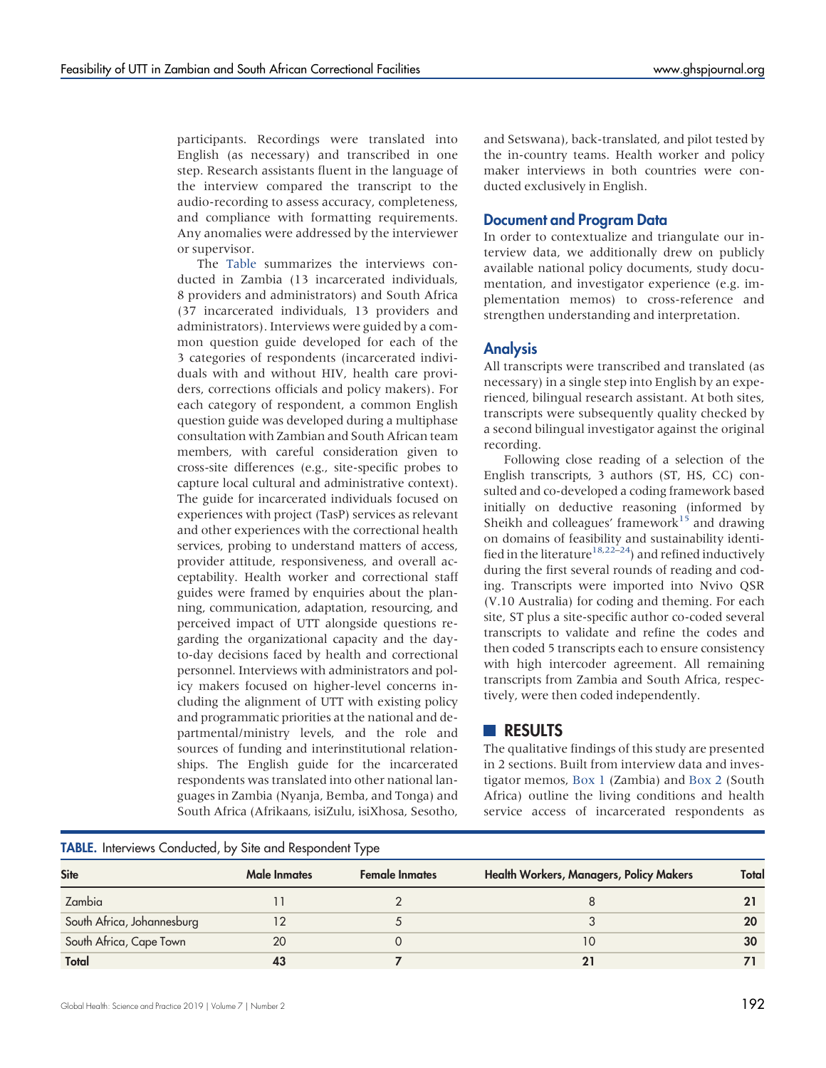participants. Recordings were translated into English (as necessary) and transcribed in one step. Research assistants fluent in the language of the interview compared the transcript to the audio-recording to assess accuracy, completeness, and compliance with formatting requirements. Any anomalies were addressed by the interviewer or supervisor.

The Table summarizes the interviews conducted in Zambia (13 incarcerated individuals, 8 providers and administrators) and South Africa (37 incarcerated individuals, 13 providers and administrators). Interviews were guided by a common question guide developed for each of the 3 categories of respondents (incarcerated individuals with and without HIV, health care providers, corrections officials and policy makers). For each category of respondent, a common English question guide was developed during a multiphase consultation with Zambian and South African team members, with careful consideration given to cross-site differences (e.g., site-specific probes to capture local cultural and administrative context). The guide for incarcerated individuals focused on experiences with project (TasP) services as relevant and other experiences with the correctional health services, probing to understand matters of access, provider attitude, responsiveness, and overall acceptability. Health worker and correctional staff guides were framed by enquiries about the planning, communication, adaptation, resourcing, and perceived impact of UTT alongside questions regarding the organizational capacity and the day-to-day decisions faced by health and correctional personnel. Interviews with administrators and policy makers focused on higher-level concerns including the alignment of UTT with existing policy and programmatic priorities at the national and departmental/ministry levels, and the role and sources of funding and interinstitutional relationships. The English guide for the incarcerated respondents was translated into other national languages in Zambia (Nyanja, Bemba, and Tonga) and South Africa (Afrikaans, isiZulu, isiXhosa, Sesotho, and Setswana), back-translated, and pilot tested by the in-country teams. Health worker and policy maker interviews in both countries were conducted exclusively in English.

### Document and Program Data

In order to contextualize and triangulate our interview data, we additionally drew on publicly available national policy documents, study documentation, and investigator experience (e.g. implementation memos) to cross-reference and strengthen understanding and interpretation.

### Analysis

All transcripts were transcribed and translated (as necessary) in a single step into English by an experienced, bilingual research assistant. At both sites, transcripts were subsequently quality checked by a second bilingual investigator against the original recording.

Following close reading of a selection of the English transcripts, 3 authors (ST, HS, CC) consulted and co-developed a coding framework based initially on deductive reasoning (informed by Sheikh and colleagues' framework[15] and drawing on domains of feasibility and sustainability identified in the literature[18,22–24]) and refined inductively during the first several rounds of reading and coding. Transcripts were imported into Nvivo QSR (V.10 Australia) for coding and theming. For each site, ST plus a site-specific author co-coded several transcripts to validate and refine the codes and then coded 5 transcripts each to ensure consistency with high intercoder agreement. All remaining transcripts from Zambia and South Africa, respectively, were then coded independently.

## RESULTS

The qualitative findings of this study are presented in 2 sections. Built from interview data and investigator memos, Box 1 (Zambia) and Box 2 (South Africa) outline the living conditions and health service access of incarcerated respondents as

**TABLE.** Interviews Conducted, by Site and Respondent Type

| Site | Male Inmates | Female Inmates | Health Workers, Managers, Policy Makers | Total |
|---|---|---|---|---|
| Zambia | 11 | 2 | 8 | **21** |
| South Africa, Johannesburg | 12 | 5 | 3 | **20** |
| South Africa, Cape Town | 20 | 0 | 10 | **30** |
| **Total** | **43** | **7** | **21** | **71** |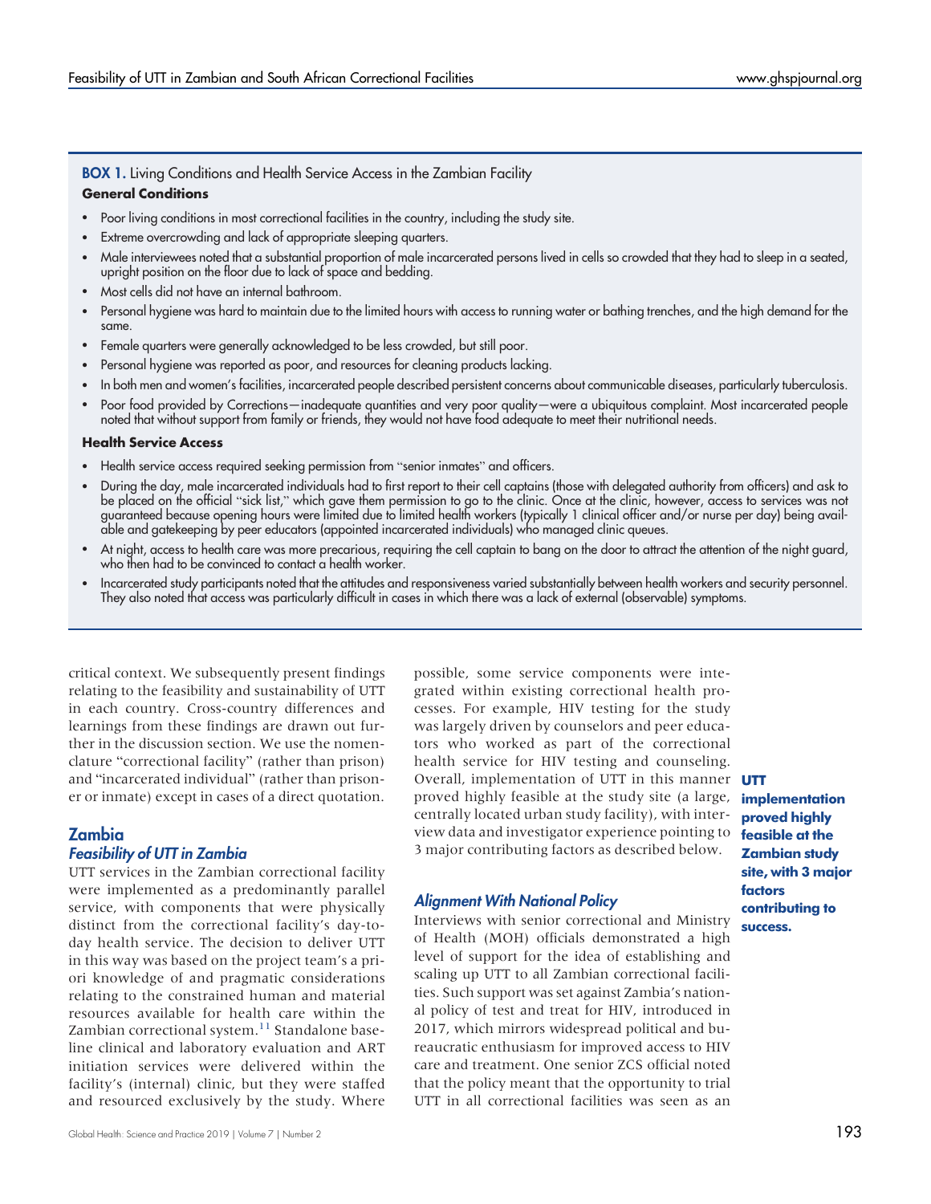**BOX 1.** Living Conditions and Health Service Access in the Zambian Facility

**General Conditions**

- Poor living conditions in most correctional facilities in the country, including the study site.
- Extreme overcrowding and lack of appropriate sleeping quarters.
- Male interviewees noted that a substantial proportion of male incarcerated persons lived in cells so crowded that they had to sleep in a seated, upright position on the floor due to lack of space and bedding.
- Most cells did not have an internal bathroom.
- Personal hygiene was hard to maintain due to the limited hours with access to running water or bathing trenches, and the high demand for the same.
- Female quarters were generally acknowledged to be less crowded, but still poor.
- Personal hygiene was reported as poor, and resources for cleaning products lacking.
- In both men and women's facilities, incarcerated people described persistent concerns about communicable diseases, particularly tuberculosis.
- Poor food provided by Corrections—inadequate quantities and very poor quality—were a ubiquitous complaint. Most incarcerated people noted that without support from family or friends, they would not have food adequate to meet their nutritional needs.

**Health Service Access**

- Health service access required seeking permission from "senior inmates" and officers.
- During the day, male incarcerated individuals had to first report to their cell captains (those with delegated authority from officers) and ask to be placed on the official "sick list," which gave them permission to go to the clinic. Once at the clinic, however, access to services was not guaranteed because opening hours were limited due to limited health workers (typically 1 clinical officer and/or nurse per day) being available and gatekeeping by peer educators (appointed incarcerated individuals) who managed clinic queues.
- At night, access to health care was more precarious, requiring the cell captain to bang on the door to attract the attention of the night guard, who then had to be convinced to contact a health worker.
- Incarcerated study participants noted that the attitudes and responsiveness varied substantially between health workers and security personnel. They also noted that access was particularly difficult in cases in which there was a lack of external (observable) symptoms.

critical context. We subsequently present findings relating to the feasibility and sustainability of UTT in each country. Cross-country differences and learnings from these findings are drawn out further in the discussion section. We use the nomenclature "correctional facility" (rather than prison) and "incarcerated individual" (rather than prisoner or inmate) except in cases of a direct quotation.

## Zambia

### Feasibility of UTT in Zambia

UTT services in the Zambian correctional facility were implemented as a predominantly parallel service, with components that were physically distinct from the correctional facility's day-to-day health service. The decision to deliver UTT in this way was based on the project team's a priori knowledge of and pragmatic considerations relating to the constrained human and material resources available for health care within the Zambian correctional system.[11] Standalone baseline clinical and laboratory evaluation and ART initiation services were delivered within the facility's (internal) clinic, but they were staffed and resourced exclusively by the study. Where possible, some service components were integrated within existing correctional health processes. For example, HIV testing for the study was largely driven by counselors and peer educators who worked as part of the correctional health service for HIV testing and counseling. Overall, implementation of UTT in this manner proved highly feasible at the study site (a large, centrally located urban study facility), with interview data and investigator experience pointing to 3 major contributing factors as described below.

**UTT implementation proved highly feasible at the Zambian study site, with 3 major factors contributing to success.**

### Alignment With National Policy

Interviews with senior correctional and Ministry of Health (MOH) officials demonstrated a high level of support for the idea of establishing and scaling up UTT to all Zambian correctional facilities. Such support was set against Zambia's national policy of test and treat for HIV, introduced in 2017, which mirrors widespread political and bureaucratic enthusiasm for improved access to HIV care and treatment. One senior ZCS official noted that the policy meant that the opportunity to trial UTT in all correctional facilities was seen as an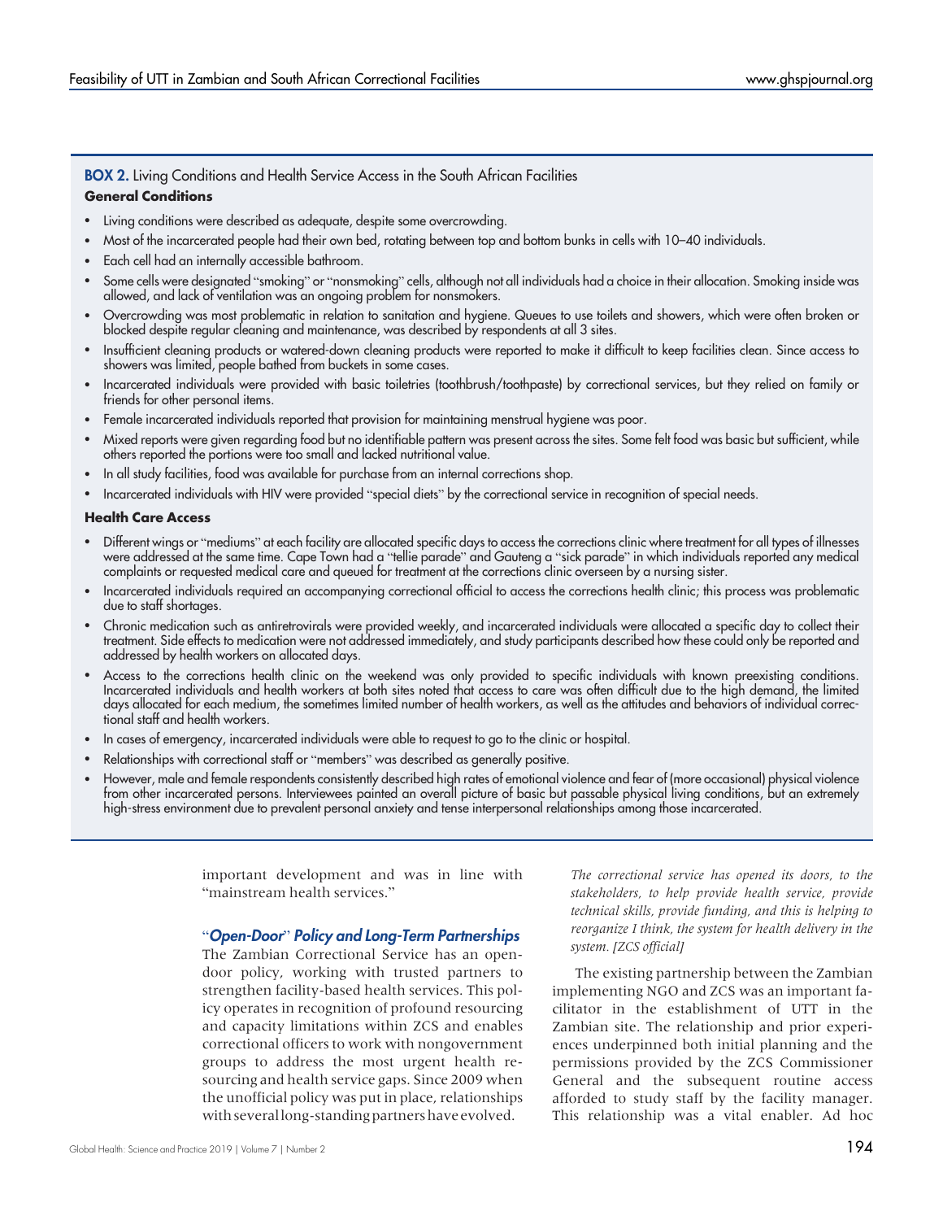**BOX 2.** Living Conditions and Health Service Access in the South African Facilities

**General Conditions**

- Living conditions were described as adequate, despite some overcrowding.
- Most of the incarcerated people had their own bed, rotating between top and bottom bunks in cells with 10–40 individuals.
- Each cell had an internally accessible bathroom.
- Some cells were designated "smoking" or "nonsmoking" cells, although not all individuals had a choice in their allocation. Smoking inside was allowed, and lack of ventilation was an ongoing problem for nonsmokers.
- Overcrowding was most problematic in relation to sanitation and hygiene. Queues to use toilets and showers, which were often broken or blocked despite regular cleaning and maintenance, was described by respondents at all 3 sites.
- Insufficient cleaning products or watered-down cleaning products were reported to make it difficult to keep facilities clean. Since access to showers was limited, people bathed from buckets in some cases.
- Incarcerated individuals were provided with basic toiletries (toothbrush/toothpaste) by correctional services, but they relied on family or friends for other personal items.
- Female incarcerated individuals reported that provision for maintaining menstrual hygiene was poor.
- Mixed reports were given regarding food but no identifiable pattern was present across the sites. Some felt food was basic but sufficient, while others reported the portions were too small and lacked nutritional value.
- In all study facilities, food was available for purchase from an internal corrections shop.
- Incarcerated individuals with HIV were provided "special diets" by the correctional service in recognition of special needs.

**Health Care Access**

- Different wings or "mediums" at each facility are allocated specific days to access the corrections clinic where treatment for all types of illnesses were addressed at the same time. Cape Town had a "tellie parade" and Gauteng a "sick parade" in which individuals reported any medical complaints or requested medical care and queued for treatment at the corrections clinic overseen by a nursing sister.
- Incarcerated individuals required an accompanying correctional official to access the corrections health clinic; this process was problematic due to staff shortages.
- Chronic medication such as antiretrovirals were provided weekly, and incarcerated individuals were allocated a specific day to collect their treatment. Side effects to medication were not addressed immediately, and study participants described how these could only be reported and addressed by health workers on allocated days.
- Access to the corrections health clinic on the weekend was only provided to specific individuals with known preexisting conditions. Incarcerated individuals and health workers at both sites noted that access to care was often difficult due to the high demand, the limited days allocated for each medium, the sometimes limited number of health workers, as well as the attitudes and behaviors of individual correctional staff and health workers.
- In cases of emergency, incarcerated individuals were able to request to go to the clinic or hospital.
- Relationships with correctional staff or "members" was described as generally positive.
- However, male and female respondents consistently described high rates of emotional violence and fear of (more occasional) physical violence from other incarcerated persons. Interviewees painted an overall picture of basic but passable physical living conditions, but an extremely high-stress environment due to prevalent personal anxiety and tense interpersonal relationships among those incarcerated.

important development and was in line with "mainstream health services."

### "*Open-Door*" *Policy and Long-Term Partnerships*

The Zambian Correctional Service has an open-door policy, working with trusted partners to strengthen facility-based health services. This policy operates in recognition of profound resourcing and capacity limitations within ZCS and enables correctional officers to work with nongovernment groups to address the most urgent health resourcing and health service gaps. Since 2009 when the unofficial policy was put in place, relationships with several long-standing partners have evolved.

> *The correctional service has opened its doors, to the stakeholders, to help provide health service, provide technical skills, provide funding, and this is helping to reorganize I think, the system for health delivery in the system. [ZCS official]*

The existing partnership between the Zambian implementing NGO and ZCS was an important facilitator in the establishment of UTT in the Zambian site. The relationship and prior experiences underpinned both initial planning and the permissions provided by the ZCS Commissioner General and the subsequent routine access afforded to study staff by the facility manager. This relationship was a vital enabler. Ad hoc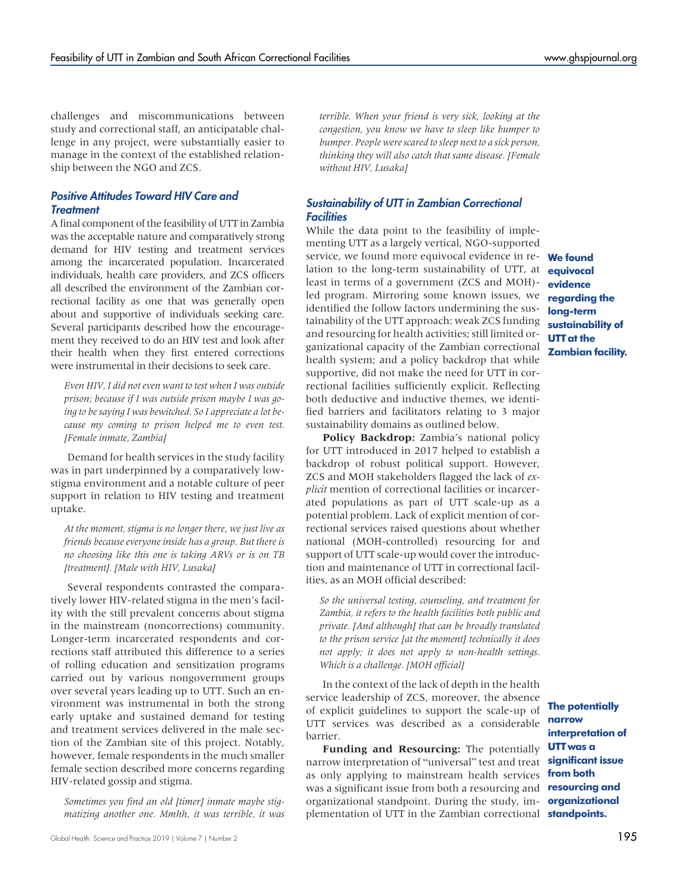challenges and miscommunications between study and correctional staff, an anticipatable challenge in any project, were substantially easier to manage in the context of the established relationship between the NGO and ZCS.

### Positive Attitudes Toward HIV Care and Treatment

A final component of the feasibility of UTT in Zambia was the acceptable nature and comparatively strong demand for HIV testing and treatment services among the incarcerated population. Incarcerated individuals, health care providers, and ZCS officers all described the environment of the Zambian correctional facility as one that was generally open about and supportive of individuals seeking care. Several participants described how the encouragement they received to do an HIV test and look after their health when they first entered corrections were instrumental in their decisions to seek care.

> *Even HIV, I did not even want to test when I was outside prison; because if I was outside prison maybe I was going to be saying I was bewitched. So I appreciate a lot because my coming to prison helped me to even test. [Female inmate, Zambia]*

Demand for health services in the study facility was in part underpinned by a comparatively low-stigma environment and a notable culture of peer support in relation to HIV testing and treatment uptake.

> *At the moment, stigma is no longer there, we just live as friends because everyone inside has a group. But there is no choosing like this one is taking ARVs or is on TB [treatment]. [Male with HIV, Lusaka]*

Several respondents contrasted the comparatively lower HIV-related stigma in the men's facility with the still prevalent concerns about stigma in the mainstream (noncorrections) community. Longer-term incarcerated respondents and corrections staff attributed this difference to a series of rolling education and sensitization programs carried out by various nongovernment groups over several years leading up to UTT. Such an environment was instrumental in both the strong early uptake and sustained demand for testing and treatment services delivered in the male section of the Zambian site of this project. Notably, however, female respondents in the much smaller female section described more concerns regarding HIV-related gossip and stigma.

> *Sometimes you find an old [timer] inmate maybe stigmatizing another one. Mmhh, it was terrible, it was terrible. When your friend is very sick, looking at the congestion, you know we have to sleep like bumper to bumper. People were scared to sleep next to a sick person, thinking they will also catch that same disease. [Female without HIV, Lusaka]*

### Sustainability of UTT in Zambian Correctional Facilities

While the data point to the feasibility of implementing UTT as a largely vertical, NGO-supported service, we found more equivocal evidence in relation to the long-term sustainability of UTT, at least in terms of a government (ZCS and MOH)-led program. Mirroring some known issues, we identified the follow factors undermining the sustainability of the UTT approach: weak ZCS funding and resourcing for health activities; still limited organizational capacity of the Zambian correctional health system; and a policy backdrop that while supportive, did not make the need for UTT in correctional facilities sufficiently explicit. Reflecting both deductive and inductive themes, we identified barriers and facilitators relating to 3 major sustainability domains as outlined below.

**We found equivocal evidence regarding the long-term sustainability of UTT at the Zambian facility.**

**Policy Backdrop:** Zambia's national policy for UTT introduced in 2017 helped to establish a backdrop of robust political support. However, ZCS and MOH stakeholders flagged the lack of *explicit* mention of correctional facilities or incarcerated populations as part of UTT scale-up as a potential problem. Lack of explicit mention of correctional services raised questions about whether national (MOH-controlled) resourcing for and support of UTT scale-up would cover the introduction and maintenance of UTT in correctional facilities, as an MOH official described:

> *So the universal testing, counseling, and treatment for Zambia, it refers to the health facilities both public and private. [And although] that can be broadly translated to the prison service [at the moment] technically it does not apply; it does not apply to non-health settings. Which is a challenge. [MOH official]*

In the context of the lack of depth in the health service leadership of ZCS, moreover, the absence of explicit guidelines to support the scale-up of UTT services was described as a considerable barrier.

**Funding and Resourcing:** The potentially narrow interpretation of "universal" test and treat as only applying to mainstream health services was a significant issue from both a resourcing and organizational standpoint. During the study, implementation of UTT in the Zambian correctional

**The potentially narrow interpretation of UTT was a significant issue from both resourcing and organizational standpoints.**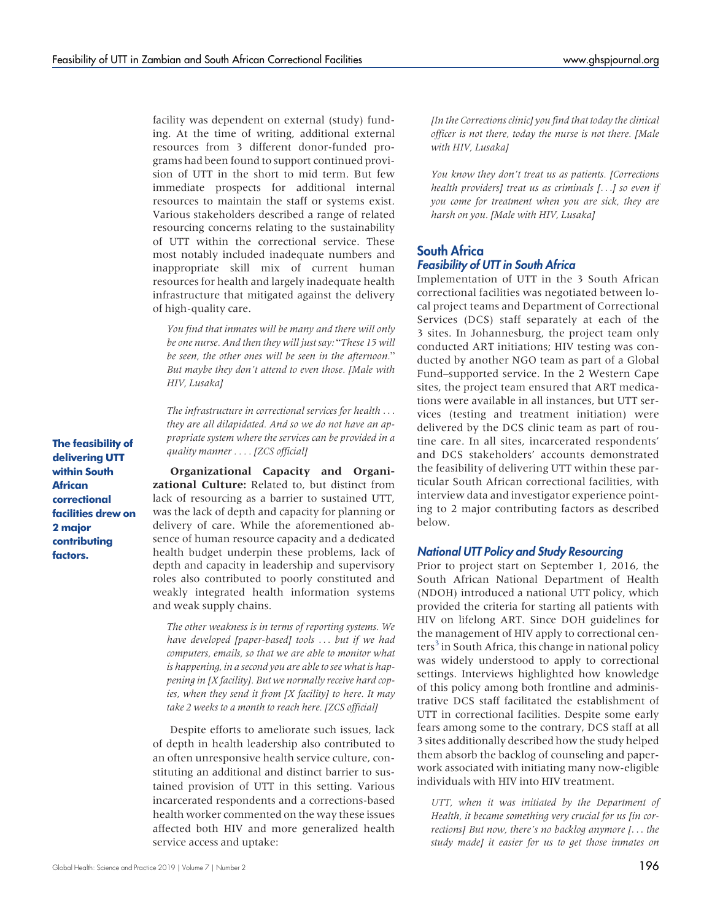facility was dependent on external (study) funding. At the time of writing, additional external resources from 3 different donor-funded programs had been found to support continued provision of UTT in the short to mid term. But few immediate prospects for additional internal resources to maintain the staff or systems exist. Various stakeholders described a range of related resourcing concerns relating to the sustainability of UTT within the correctional service. These most notably included inadequate numbers and inappropriate skill mix of current human resources for health and largely inadequate health infrastructure that mitigated against the delivery of high-quality care.

> *You find that inmates will be many and there will only be one nurse. And then they will just say: "These 15 will be seen, the other ones will be seen in the afternoon." But maybe they don't attend to even those. [Male with HIV, Lusaka]*

> *The infrastructure in correctional services for health . . . they are all dilapidated. And so we do not have an appropriate system where the services can be provided in a quality manner . . . . [ZCS official]*

**Organizational Capacity and Organizational Culture:** Related to, but distinct from lack of resourcing as a barrier to sustained UTT, was the lack of depth and capacity for planning or delivery of care. While the aforementioned absence of human resource capacity and a dedicated health budget underpin these problems, lack of depth and capacity in leadership and supervisory roles also contributed to poorly constituted and weakly integrated health information systems and weak supply chains.

> *The other weakness is in terms of reporting systems. We have developed [paper-based] tools . . . but if we had computers, emails, so that we are able to monitor what is happening, in a second you are able to see what is happening in [X facility]. But we normally receive hard copies, when they send it from [X facility] to here. It may take 2 weeks to a month to reach here. [ZCS official]*

Despite efforts to ameliorate such issues, lack of depth in health leadership also contributed to an often unresponsive health service culture, constituting an additional and distinct barrier to sustained provision of UTT in this setting. Various incarcerated respondents and a corrections-based health worker commented on the way these issues affected both HIV and more generalized health service access and uptake:

> *[In the Corrections clinic] you find that today the clinical officer is not there, today the nurse is not there. [Male with HIV, Lusaka]*

> *You know they don't treat us as patients. [Corrections health providers] treat us as criminals [. . .] so even if you come for treatment when you are sick, they are harsh on you. [Male with HIV, Lusaka]*

## South Africa

### Feasibility of UTT in South Africa

Implementation of UTT in the 3 South African correctional facilities was negotiated between local project teams and Department of Correctional Services (DCS) staff separately at each of the 3 sites. In Johannesburg, the project team only conducted ART initiations; HIV testing was conducted by another NGO team as part of a Global Fund–supported service. In the 2 Western Cape sites, the project team ensured that ART medications were available in all instances, but UTT services (testing and treatment initiation) were delivered by the DCS clinic team as part of routine care. In all sites, incarcerated respondents' and DCS stakeholders' accounts demonstrated the feasibility of delivering UTT within these particular South African correctional facilities, with interview data and investigator experience pointing to 2 major contributing factors as described below.

**The feasibility of delivering UTT within South African correctional facilities drew on 2 major contributing factors.**

### National UTT Policy and Study Resourcing

Prior to project start on September 1, 2016, the South African National Department of Health (NDOH) introduced a national UTT policy, which provided the criteria for starting all patients with HIV on lifelong ART. Since DOH guidelines for the management of HIV apply to correctional centers[3] in South Africa, this change in national policy was widely understood to apply to correctional settings. Interviews highlighted how knowledge of this policy among both frontline and administrative DCS staff facilitated the establishment of UTT in correctional facilities. Despite some early fears among some to the contrary, DCS staff at all 3 sites additionally described how the study helped them absorb the backlog of counseling and paperwork associated with initiating many now-eligible individuals with HIV into HIV treatment.

> *UTT, when it was initiated by the Department of Health, it became something very crucial for us [in corrections] But now, there's no backlog anymore [. . . the study made] it easier for us to get those inmates on*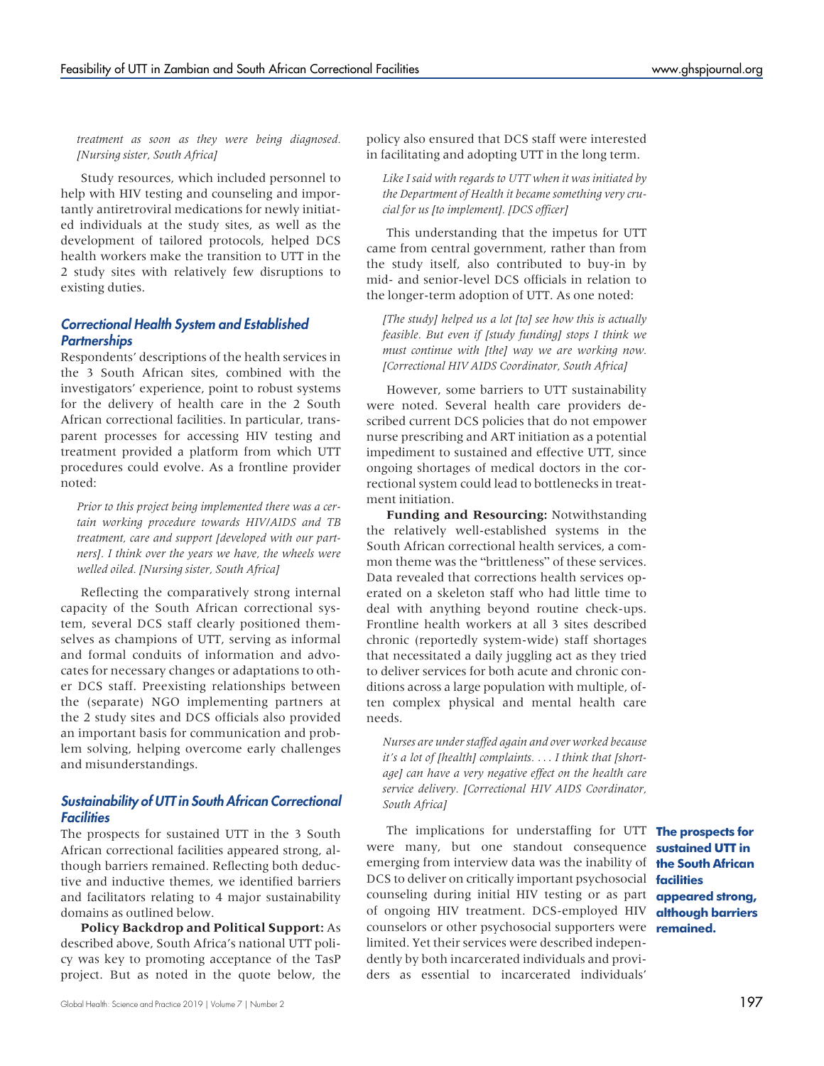*treatment as soon as they were being diagnosed. [Nursing sister, South Africa]*

Study resources, which included personnel to help with HIV testing and counseling and importantly antiretroviral medications for newly initiated individuals at the study sites, as well as the development of tailored protocols, helped DCS health workers make the transition to UTT in the 2 study sites with relatively few disruptions to existing duties.

### Correctional Health System and Established Partnerships

Respondents' descriptions of the health services in the 3 South African sites, combined with the investigators' experience, point to robust systems for the delivery of health care in the 2 South African correctional facilities. In particular, transparent processes for accessing HIV testing and treatment provided a platform from which UTT procedures could evolve. As a frontline provider noted:

> *Prior to this project being implemented there was a certain working procedure towards HIV/AIDS and TB treatment, care and support [developed with our partners]. I think over the years we have, the wheels were welled oiled. [Nursing sister, South Africa]*

Reflecting the comparatively strong internal capacity of the South African correctional system, several DCS staff clearly positioned themselves as champions of UTT, serving as informal and formal conduits of information and advocates for necessary changes or adaptations to other DCS staff. Preexisting relationships between the (separate) NGO implementing partners at the 2 study sites and DCS officials also provided an important basis for communication and problem solving, helping overcome early challenges and misunderstandings.

### Sustainability of UTT in South African Correctional Facilities

The prospects for sustained UTT in the 3 South African correctional facilities appeared strong, although barriers remained. Reflecting both deductive and inductive themes, we identified barriers and facilitators relating to 4 major sustainability domains as outlined below.

**Policy Backdrop and Political Support:** As described above, South Africa's national UTT policy was key to promoting acceptance of the TasP project. But as noted in the quote below, the policy also ensured that DCS staff were interested in facilitating and adopting UTT in the long term.

> *Like I said with regards to UTT when it was initiated by the Department of Health it became something very crucial for us [to implement]. [DCS officer]*

This understanding that the impetus for UTT came from central government, rather than from the study itself, also contributed to buy-in by mid- and senior-level DCS officials in relation to the longer-term adoption of UTT. As one noted:

> *[The study] helped us a lot [to] see how this is actually feasible. But even if [study funding] stops I think we must continue with [the] way we are working now. [Correctional HIV AIDS Coordinator, South Africa]*

However, some barriers to UTT sustainability were noted. Several health care providers described current DCS policies that do not empower nurse prescribing and ART initiation as a potential impediment to sustained and effective UTT, since ongoing shortages of medical doctors in the correctional system could lead to bottlenecks in treatment initiation.

**Funding and Resourcing:** Notwithstanding the relatively well-established systems in the South African correctional health services, a common theme was the "brittleness" of these services. Data revealed that corrections health services operated on a skeleton staff who had little time to deal with anything beyond routine check-ups. Frontline health workers at all 3 sites described chronic (reportedly system-wide) staff shortages that necessitated a daily juggling act as they tried to deliver services for both acute and chronic conditions across a large population with multiple, often complex physical and mental health care needs.

> *Nurses are under staffed again and over worked because it's a lot of [health] complaints. . . . I think that [shortage] can have a very negative effect on the health care service delivery. [Correctional HIV AIDS Coordinator, South Africa]*

**The prospects for sustained UTT in the South African facilities appeared strong, although barriers remained.**

The implications for understaffing for UTT were many, but one standout consequence emerging from interview data was the inability of DCS to deliver on critically important psychosocial counseling during initial HIV testing or as part of ongoing HIV treatment. DCS-employed HIV counselors or other psychosocial supporters were limited. Yet their services were described independently by both incarcerated individuals and providers as essential to incarcerated individuals'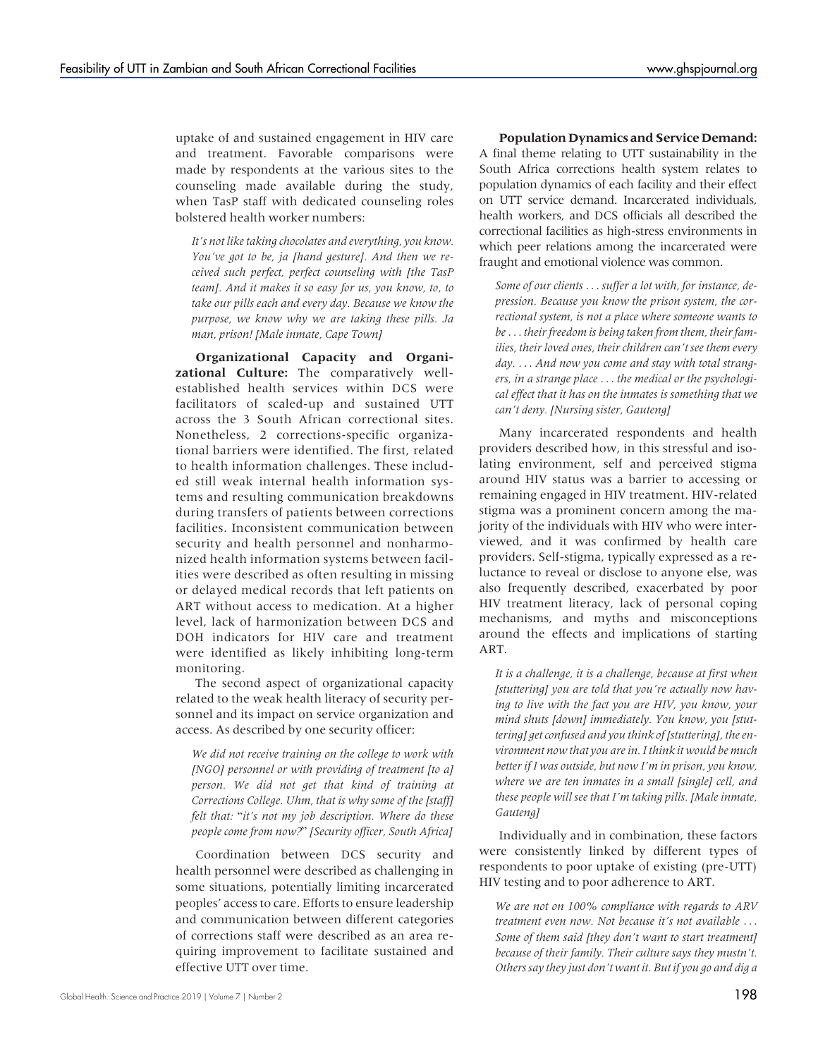uptake of and sustained engagement in HIV care and treatment. Favorable comparisons were made by respondents at the various sites to the counseling made available during the study, when TasP staff with dedicated counseling roles bolstered health worker numbers:

> *It's not like taking chocolates and everything, you know. You've got to be, ja [hand gesture]. And then we received such perfect, perfect counseling with [the TasP team]. And it makes it so easy for us, you know, to, to take our pills each and every day. Because we know the purpose, we know why we are taking these pills. Ja man, prison! [Male inmate, Cape Town]*

**Organizational Capacity and Organizational Culture:** The comparatively well-established health services within DCS were facilitators of scaled-up and sustained UTT across the 3 South African correctional sites. Nonetheless, 2 corrections-specific organizational barriers were identified. The first, related to health information challenges. These included still weak internal health information systems and resulting communication breakdowns during transfers of patients between corrections facilities. Inconsistent communication between security and health personnel and nonharmonized health information systems between facilities were described as often resulting in missing or delayed medical records that left patients on ART without access to medication. At a higher level, lack of harmonization between DCS and DOH indicators for HIV care and treatment were identified as likely inhibiting long-term monitoring.

The second aspect of organizational capacity related to the weak health literacy of security personnel and its impact on service organization and access. As described by one security officer:

> *We did not receive training on the college to work with [NGO] personnel or with providing of treatment [to a] person. We did not get that kind of training at Corrections College. Uhm, that is why some of the [staff] felt that: "it's not my job description. Where do these people come from now?" [Security officer, South Africa]*

Coordination between DCS security and health personnel were described as challenging in some situations, potentially limiting incarcerated peoples' access to care. Efforts to ensure leadership and communication between different categories of corrections staff were described as an area requiring improvement to facilitate sustained and effective UTT over time.

**Population Dynamics and Service Demand:** A final theme relating to UTT sustainability in the South Africa corrections health system relates to population dynamics of each facility and their effect on UTT service demand. Incarcerated individuals, health workers, and DCS officials all described the correctional facilities as high-stress environments in which peer relations among the incarcerated were fraught and emotional violence was common.

> *Some of our clients . . . suffer a lot with, for instance, depression. Because you know the prison system, the correctional system, is not a place where someone wants to be . . . their freedom is being taken from them, their families, their loved ones, their children can't see them every day. . . . And now you come and stay with total strangers, in a strange place . . . the medical or the psychological effect that it has on the inmates is something that we can't deny. [Nursing sister, Gauteng]*

Many incarcerated respondents and health providers described how, in this stressful and isolating environment, self and perceived stigma around HIV status was a barrier to accessing or remaining engaged in HIV treatment. HIV-related stigma was a prominent concern among the majority of the individuals with HIV who were interviewed, and it was confirmed by health care providers. Self-stigma, typically expressed as a reluctance to reveal or disclose to anyone else, was also frequently described, exacerbated by poor HIV treatment literacy, lack of personal coping mechanisms, and myths and misconceptions around the effects and implications of starting ART.

> *It is a challenge, it is a challenge, because at first when [stuttering] you are told that you're actually now having to live with the fact you are HIV, you know, your mind shuts [down] immediately. You know, you [stuttering] get confused and you think of [stuttering], the environment now that you are in. I think it would be much better if I was outside, but now I'm in prison, you know, where we are ten inmates in a small [single] cell, and these people will see that I'm taking pills. [Male inmate, Gauteng]*

Individually and in combination, these factors were consistently linked by different types of respondents to poor uptake of existing (pre-UTT) HIV testing and to poor adherence to ART.

> *We are not on 100% compliance with regards to ARV treatment even now. Not because it's not available . . . Some of them said [they don't want to start treatment] because of their family. Their culture says they mustn't. Others say they just don't want it. But if you go and dig a*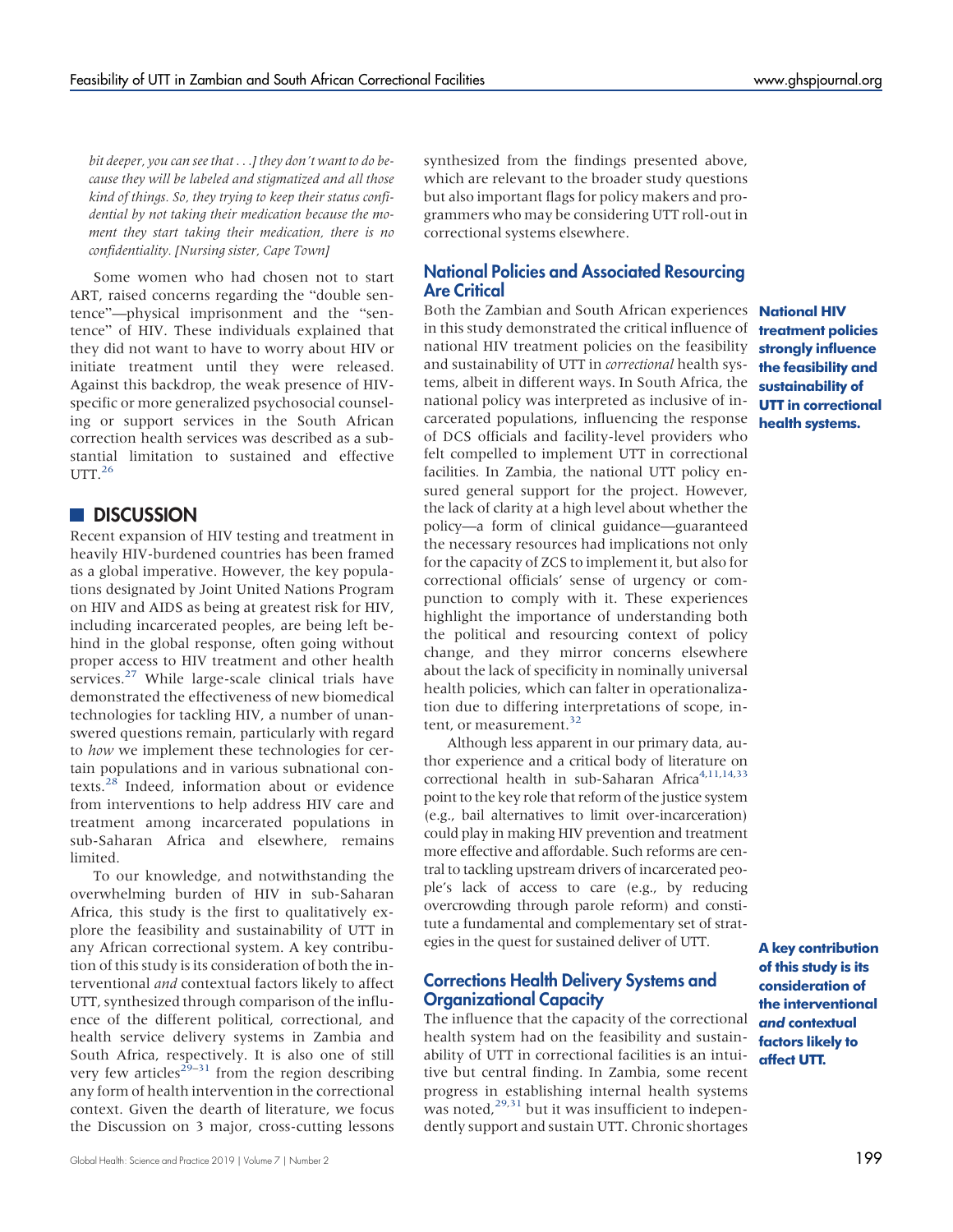*bit deeper, you can see that . . .] they don't want to do because they will be labeled and stigmatized and all those kind of things. So, they trying to keep their status confidential by not taking their medication because the moment they start taking their medication, there is no confidentiality. [Nursing sister, Cape Town]*

Some women who had chosen not to start ART, raised concerns regarding the "double sentence"—physical imprisonment and the "sentence" of HIV. These individuals explained that they did not want to have to worry about HIV or initiate treatment until they were released. Against this backdrop, the weak presence of HIV-specific or more generalized psychosocial counseling or support services in the South African correction health services was described as a substantial limitation to sustained and effective UTT.[26]

## DISCUSSION

Recent expansion of HIV testing and treatment in heavily HIV-burdened countries has been framed as a global imperative. However, the key populations designated by Joint United Nations Program on HIV and AIDS as being at greatest risk for HIV, including incarcerated peoples, are being left behind in the global response, often going without proper access to HIV treatment and other health services.[27] While large-scale clinical trials have demonstrated the effectiveness of new biomedical technologies for tackling HIV, a number of unanswered questions remain, particularly with regard to *how* we implement these technologies for certain populations and in various subnational contexts.[28] Indeed, information about or evidence from interventions to help address HIV care and treatment among incarcerated populations in sub-Saharan Africa and elsewhere, remains limited.

To our knowledge, and notwithstanding the overwhelming burden of HIV in sub-Saharan Africa, this study is the first to qualitatively explore the feasibility and sustainability of UTT in any African correctional system. A key contribution of this study is its consideration of both the interventional *and* contextual factors likely to affect UTT, synthesized through comparison of the influence of the different political, correctional, and health service delivery systems in Zambia and South Africa, respectively. It is also one of still very few articles[29–31] from the region describing any form of health intervention in the correctional context. Given the dearth of literature, we focus the Discussion on 3 major, cross-cutting lessons synthesized from the findings presented above, which are relevant to the broader study questions but also important flags for policy makers and programmers who may be considering UTT roll-out in correctional systems elsewhere.

**A key contribution of this study is its consideration of the interventional *and* contextual factors likely to affect UTT.**

### National Policies and Associated Resourcing Are Critical

Both the Zambian and South African experiences in this study demonstrated the critical influence of national HIV treatment policies on the feasibility and sustainability of UTT in *correctional* health systems, albeit in different ways. In South Africa, the national policy was interpreted as inclusive of incarcerated populations, influencing the response of DCS officials and facility-level providers who felt compelled to implement UTT in correctional facilities. In Zambia, the national UTT policy ensured general support for the project. However, the lack of clarity at a high level about whether the policy—a form of clinical guidance—guaranteed the necessary resources had implications not only for the capacity of ZCS to implement it, but also for correctional officials' sense of urgency or compunction to comply with it. These experiences highlight the importance of understanding both the political and resourcing context of policy change, and they mirror concerns elsewhere about the lack of specificity in nominally universal health policies, which can falter in operationalization due to differing interpretations of scope, intent, or measurement.[32]

**National HIV treatment policies strongly influence the feasibility and sustainability of UTT in correctional health systems.**

Although less apparent in our primary data, author experience and a critical body of literature on correctional health in sub-Saharan Africa[4,11,14,33] point to the key role that reform of the justice system (e.g., bail alternatives to limit over-incarceration) could play in making HIV prevention and treatment more effective and affordable. Such reforms are central to tackling upstream drivers of incarcerated people's lack of access to care (e.g., by reducing overcrowding through parole reform) and constitute a fundamental and complementary set of strategies in the quest for sustained deliver of UTT.

### Corrections Health Delivery Systems and Organizational Capacity

The influence that the capacity of the correctional health system had on the feasibility and sustainability of UTT in correctional facilities is an intuitive but central finding. In Zambia, some recent progress in establishing internal health systems was noted,[29,31] but it was insufficient to independently support and sustain UTT. Chronic shortages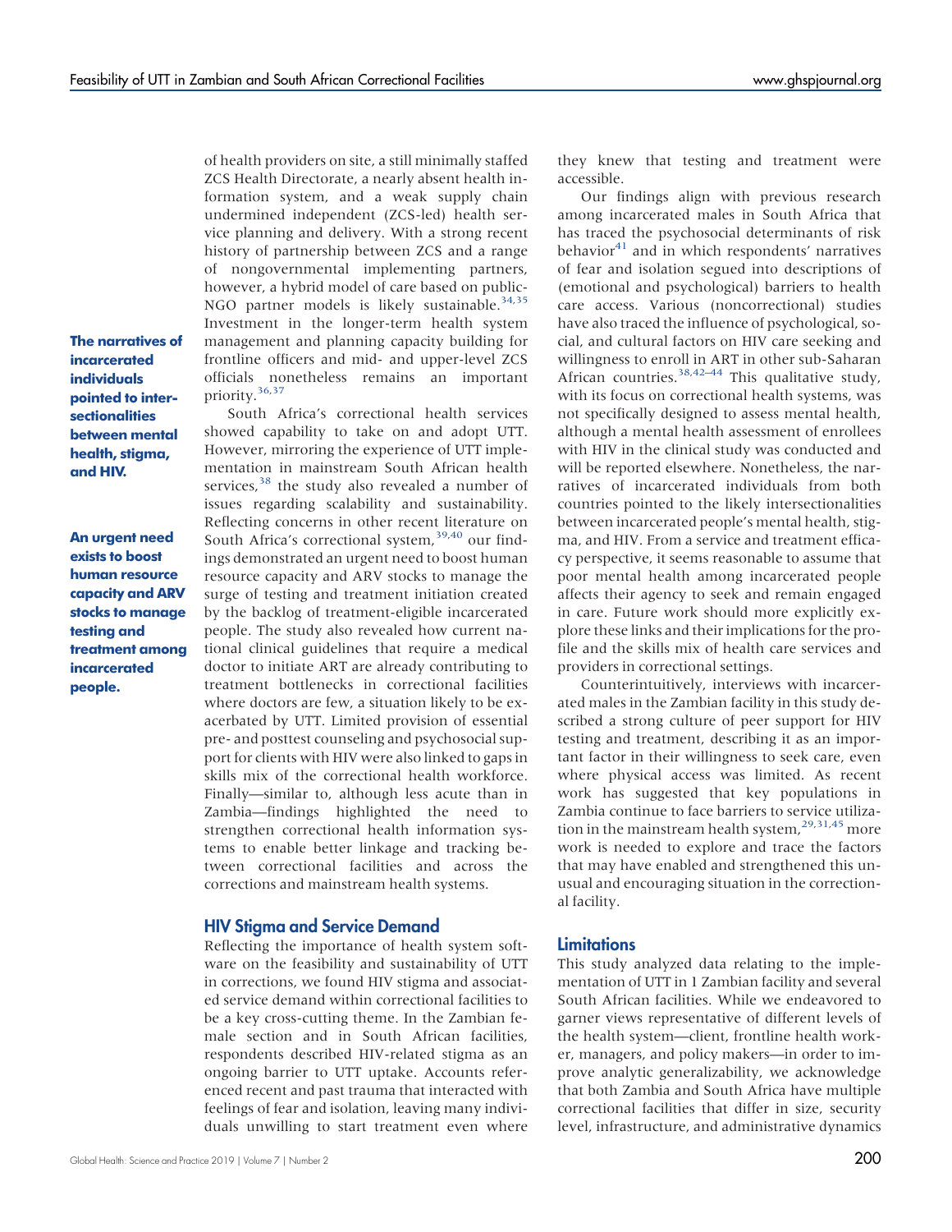of health providers on site, a still minimally staffed ZCS Health Directorate, a nearly absent health information system, and a weak supply chain undermined independent (ZCS-led) health service planning and delivery. With a strong recent history of partnership between ZCS and a range of nongovernmental implementing partners, however, a hybrid model of care based on public-NGO partner models is likely sustainable.[34,35] Investment in the longer-term health system management and planning capacity building for frontline officers and mid- and upper-level ZCS officials nonetheless remains an important priority.[36,37]

**The narratives of incarcerated individuals pointed to intersectionalities between mental health, stigma, and HIV.**

South Africa's correctional health services showed capability to take on and adopt UTT. However, mirroring the experience of UTT implementation in mainstream South African health services,[38] the study also revealed a number of issues regarding scalability and sustainability. Reflecting concerns in other recent literature on South Africa's correctional system,[39,40] our findings demonstrated an urgent need to boost human resource capacity and ARV stocks to manage the surge of testing and treatment initiation created by the backlog of treatment-eligible incarcerated people. The study also revealed how current national clinical guidelines that require a medical doctor to initiate ART are already contributing to treatment bottlenecks in correctional facilities where doctors are few, a situation likely to be exacerbated by UTT. Limited provision of essential pre- and posttest counseling and psychosocial support for clients with HIV were also linked to gaps in skills mix of the correctional health workforce. Finally—similar to, although less acute than in Zambia—findings highlighted the need to strengthen correctional health information systems to enable better linkage and tracking between correctional facilities and across the corrections and mainstream health systems.

**An urgent need exists to boost human resource capacity and ARV stocks to manage testing and treatment among incarcerated people.**

## HIV Stigma and Service Demand

Reflecting the importance of health system software on the feasibility and sustainability of UTT in corrections, we found HIV stigma and associated service demand within correctional facilities to be a key cross-cutting theme. In the Zambian female section and in South African facilities, respondents described HIV-related stigma as an ongoing barrier to UTT uptake. Accounts referenced recent and past trauma that interacted with feelings of fear and isolation, leaving many individuals unwilling to start treatment even where they knew that testing and treatment were accessible.

Our findings align with previous research among incarcerated males in South Africa that has traced the psychosocial determinants of risk behavior[41] and in which respondents' narratives of fear and isolation segued into descriptions of (emotional and psychological) barriers to health care access. Various (noncorrectional) studies have also traced the influence of psychological, social, and cultural factors on HIV care seeking and willingness to enroll in ART in other sub-Saharan African countries.[38,42–44] This qualitative study, with its focus on correctional health systems, was not specifically designed to assess mental health, although a mental health assessment of enrollees with HIV in the clinical study was conducted and will be reported elsewhere. Nonetheless, the narratives of incarcerated individuals from both countries pointed to the likely intersectionalities between incarcerated people's mental health, stigma, and HIV. From a service and treatment efficacy perspective, it seems reasonable to assume that poor mental health among incarcerated people affects their agency to seek and remain engaged in care. Future work should more explicitly explore these links and their implications for the profile and the skills mix of health care services and providers in correctional settings.

Counterintuitively, interviews with incarcerated males in the Zambian facility in this study described a strong culture of peer support for HIV testing and treatment, describing it as an important factor in their willingness to seek care, even where physical access was limited. As recent work has suggested that key populations in Zambia continue to face barriers to service utilization in the mainstream health system,[29,31,45] more work is needed to explore and trace the factors that may have enabled and strengthened this unusual and encouraging situation in the correctional facility.

## Limitations

This study analyzed data relating to the implementation of UTT in 1 Zambian facility and several South African facilities. While we endeavored to garner views representative of different levels of the health system—client, frontline health worker, managers, and policy makers—in order to improve analytic generalizability, we acknowledge that both Zambia and South Africa have multiple correctional facilities that differ in size, security level, infrastructure, and administrative dynamics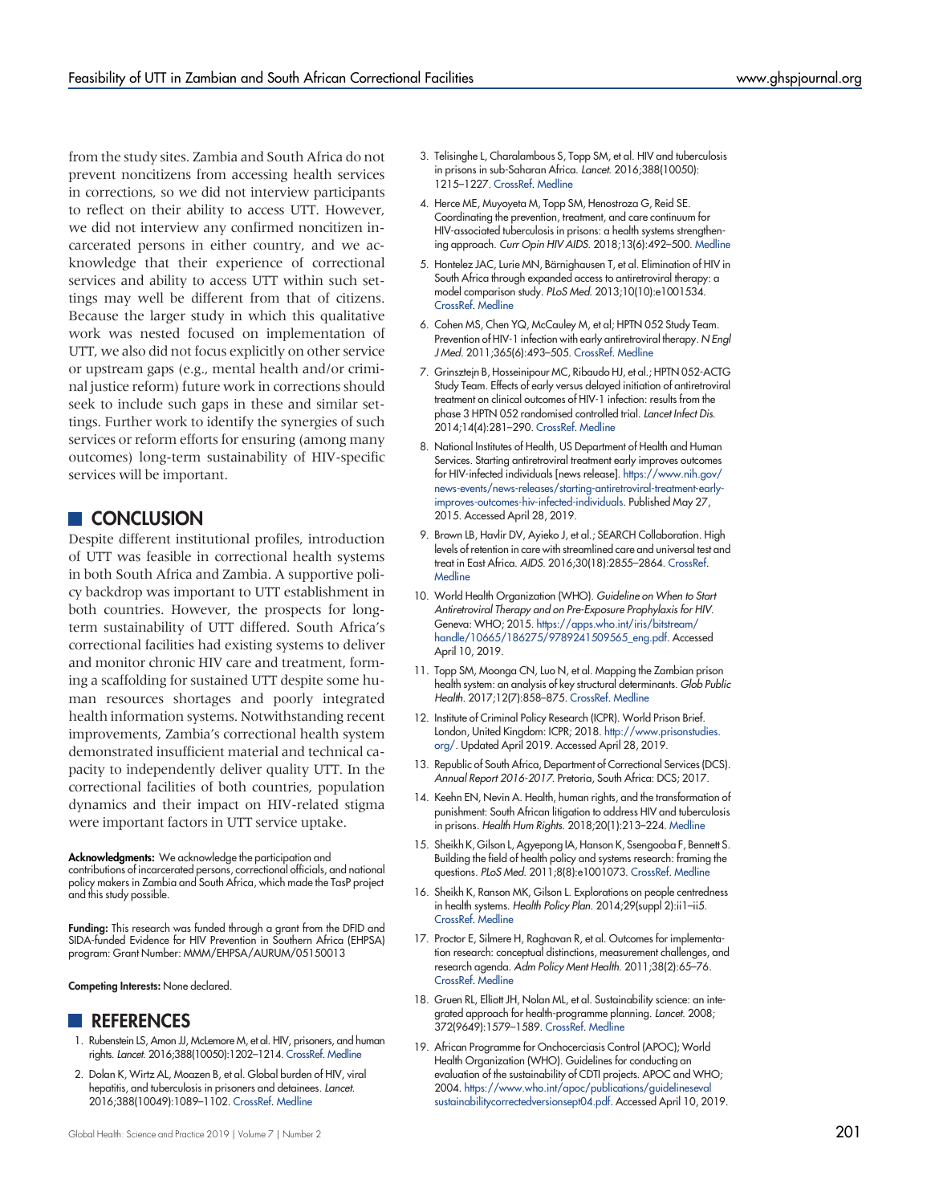from the study sites. Zambia and South Africa do not prevent noncitizens from accessing health services in corrections, so we did not interview participants to reflect on their ability to access UTT. However, we did not interview any confirmed noncitizen incarcerated persons in either country, and we acknowledge that their experience of correctional services and ability to access UTT within such settings may well be different from that of citizens. Because the larger study in which this qualitative work was nested focused on implementation of UTT, we also did not focus explicitly on other service or upstream gaps (e.g., mental health and/or criminal justice reform) future work in corrections should seek to include such gaps in these and similar settings. Further work to identify the synergies of such services or reform efforts for ensuring (among many outcomes) long-term sustainability of HIV-specific services will be important.

## CONCLUSION

Despite different institutional profiles, introduction of UTT was feasible in correctional health systems in both South Africa and Zambia. A supportive policy backdrop was important to UTT establishment in both countries. However, the prospects for long-term sustainability of UTT differed. South Africa's correctional facilities had existing systems to deliver and monitor chronic HIV care and treatment, forming a scaffolding for sustained UTT despite some human resources shortages and poorly integrated health information systems. Notwithstanding recent improvements, Zambia's correctional health system demonstrated insufficient material and technical capacity to independently deliver quality UTT. In the correctional facilities of both countries, population dynamics and their impact on HIV-related stigma were important factors in UTT service uptake.

**Acknowledgments:** We acknowledge the participation and contributions of incarcerated persons, correctional officials, and national policy makers in Zambia and South Africa, which made the TasP project and this study possible.

**Funding:** This research was funded through a grant from the DFID and SIDA-funded Evidence for HIV Prevention in Southern Africa (EHPSA) program: Grant Number: MMM/EHPSA/AURUM/05150013

**Competing Interests:** None declared.

## REFERENCES

1. Rubenstein LS, Amon JJ, McLemore M, et al. HIV, prisoners, and human rights. *Lancet.* 2016;388(10050):1202–1214. CrossRef. Medline
2. Dolan K, Wirtz AL, Moazen B, et al. Global burden of HIV, viral hepatitis, and tuberculosis in prisoners and detainees. *Lancet.* 2016;388(10049):1089–1102. CrossRef. Medline
3. Telisinghe L, Charalambous S, Topp SM, et al. HIV and tuberculosis in prisons in sub-Saharan Africa. *Lancet.* 2016;388(10050): 1215–1227. CrossRef. Medline
4. Herce ME, Muyoyeta M, Topp SM, Henostroza G, Reid SE. Coordinating the prevention, treatment, and care continuum for HIV-associated tuberculosis in prisons: a health systems strengthening approach. *Curr Opin HIV AIDS.* 2018;13(6):492–500. Medline
5. Hontelez JAC, Lurie MN, Bärnighausen T, et al. Elimination of HIV in South Africa through expanded access to antiretroviral therapy: a model comparison study. *PLoS Med.* 2013;10(10):e1001534. CrossRef. Medline
6. Cohen MS, Chen YQ, McCauley M, et al; HPTN 052 Study Team. Prevention of HIV-1 infection with early antiretroviral therapy. *N Engl J Med.* 2011;365(6):493–505. CrossRef. Medline
7. Grinsztejn B, Hosseinipour MC, Ribaudo HJ, et al.; HPTN 052-ACTG Study Team. Effects of early versus delayed initiation of antiretroviral treatment on clinical outcomes of HIV-1 infection: results from the phase 3 HPTN 052 randomised controlled trial. *Lancet Infect Dis.* 2014;14(4):281–290. CrossRef. Medline
8. National Institutes of Health, US Department of Health and Human Services. Starting antiretroviral treatment early improves outcomes for HIV-infected individuals [news release]. https://www.nih.gov/news-events/news-releases/starting-antiretroviral-treatment-early-improves-outcomes-hiv-infected-individuals. Published May 27, 2015. Accessed April 28, 2019.
9. Brown LB, Havlir DV, Ayieko J, et al.; SEARCH Collaboration. High levels of retention in care with streamlined care and universal test and treat in East Africa. *AIDS.* 2016;30(18):2855–2864. CrossRef. Medline
10. World Health Organization (WHO). *Guideline on When to Start Antiretroviral Therapy and on Pre-Exposure Prophylaxis for HIV.* Geneva: WHO; 2015. https://apps.who.int/iris/bitstream/handle/10665/186275/9789241509565_eng.pdf. Accessed April 10, 2019.
11. Topp SM, Moonga CN, Luo N, et al. Mapping the Zambian prison health system: an analysis of key structural determinants. *Glob Public Health.* 2017;12(7):858–875. CrossRef. Medline
12. Institute of Criminal Policy Research (ICPR). World Prison Brief. London, United Kingdom: ICPR; 2018. http://www.prisonstudies.org/. Updated April 2019. Accessed April 28, 2019.
13. Republic of South Africa, Department of Correctional Services (DCS). *Annual Report 2016-2017.* Pretoria, South Africa: DCS; 2017.
14. Keehn EN, Nevin A. Health, human rights, and the transformation of punishment: South African litigation to address HIV and tuberculosis in prisons. *Health Hum Rights.* 2018;20(1):213–224. Medline
15. Sheikh K, Gilson L, Agyepong IA, Hanson K, Ssengooba F, Bennett S. Building the field of health policy and systems research: framing the questions. *PLoS Med.* 2011;8(8):e1001073. CrossRef. Medline
16. Sheikh K, Ranson MK, Gilson L. Explorations on people centredness in health systems. *Health Policy Plan.* 2014;29(suppl 2):ii1–ii5. CrossRef. Medline
17. Proctor E, Silmere H, Raghavan R, et al. Outcomes for implementation research: conceptual distinctions, measurement challenges, and research agenda. *Adm Policy Ment Health.* 2011;38(2):65–76. CrossRef. Medline
18. Gruen RL, Elliott JH, Nolan ML, et al. Sustainability science: an integrated approach for health-programme planning. *Lancet.* 2008; 372(9649):1579–1589. CrossRef. Medline
19. African Programme for Onchocerciasis Control (APOC); World Health Organization (WHO). Guidelines for conducting an evaluation of the sustainability of CDTI projects. APOC and WHO; 2004. https://www.who.int/apoc/publications/guidelinesevalsustainabilitycorrectedversionsept04.pdf. Accessed April 10, 2019.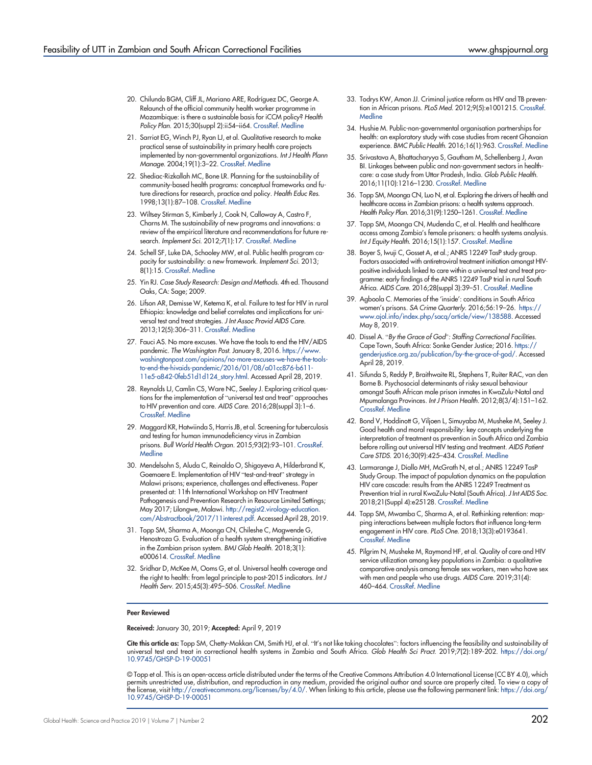20. Chilundo BGM, Cliff JL, Mariano ARE, Rodríguez DC, George A. Relaunch of the official community health worker programme in Mozambique: is there a sustainable basis for iCCM policy? *Health Policy Plan.* 2015;30(suppl 2):ii54–ii64. CrossRef. Medline
21. Sarriot EG, Winch PJ, Ryan LJ, et al. Qualitative research to make practical sense of sustainability in primary health care projects implemented by non-governmental organizations. *Int J Health Plann Manage.* 2004;19(1):3–22. CrossRef. Medline
22. Shediac-Rizkallah MC, Bone LR. Planning for the sustainability of community-based health programs: conceptual frameworks and future directions for research, practice and policy. *Health Educ Res.* 1998;13(1):87–108. CrossRef. Medline
23. Wiltsey Stirman S, Kimberly J, Cook N, Calloway A, Castro F, Charns M. The sustainability of new programs and innovations: a review of the empirical literature and recommendations for future research. *Implement Sci.* 2012;7(1):17. CrossRef. Medline
24. Schell SF, Luke DA, Schooley MW, et al. Public health program capacity for sustainability: a new framework. *Implement Sci.* 2013; 8(1):15. CrossRef. Medline
25. Yin RJ. *Case Study Research: Design and Methods.* 4th ed. Thousand Oaks, CA: Sage; 2009.
26. Lifson AR, Demisse W, Ketema K, et al. Failure to test for HIV in rural Ethiopia: knowledge and belief correlates and implications for universal test and treat strategies. *J Int Assoc Provid AIDS Care.* 2013;12(5):306–311. CrossRef. Medline
27. Fauci AS. No more excuses. We have the tools to end the HIV/AIDS pandemic. *The Washington Post.* January 8, 2016. https://www.washingtonpost.com/opinions/no-more-excuses-we-have-the-tools-to-end-the-hivaids-pandemic/2016/01/08/a01cc876-b611-11e5-a842-0feb51d1d124_story.html. Accessed April 28, 2019.
28. Reynolds LJ, Camlin CS, Ware NC, Seeley J. Exploring critical questions for the implementation of "universal test and treat" approaches to HIV prevention and care. *AIDS Care.* 2016;28(suppl 3):1–6. CrossRef. Medline
29. Maggard KR, Hatwiinda S, Harris JB, et al. Screening for tuberculosis and testing for human immunodeficiency virus in Zambian prisons. *Bull World Health Organ.* 2015;93(2):93–101. CrossRef. Medline
30. Mendelsohn S, Aluda C, Reinaldo O, Shigayeva A, Hilderbrand K, Goemaere E. Implementation of HIV "test-and-treat" strategy in Malawi prisons; experience, challenges and effectiveness. Paper presented at: 11th International Workshop on HIV Treatment Pathogenesis and Prevention Research in Resource Limited Settings; May 2017; Lilongwe, Malawi. http://regist2.virology-education.com/Abstractbook/2017/11interest.pdf. Accessed April 28, 2019.
31. Topp SM, Sharma A, Moonga CN, Chileshe C, Magwende G, Henostroza G. Evaluation of a health system strengthening initiative in the Zambian prison system. *BMJ Glob Health.* 2018;3(1): e000614. CrossRef. Medline
32. Sridhar D, McKee M, Ooms G, et al. Universal health coverage and the right to health: from legal principle to post-2015 indicators. *Int J Health Serv.* 2015;45(3):495–506. CrossRef. Medline
33. Todrys KW, Amon JJ. Criminal justice reform as HIV and TB prevention in African prisons. *PLoS Med.* 2012;9(5):e1001215. CrossRef. Medline
34. Hushie M. Public-non-governmental organisation partnerships for health: an exploratory study with case studies from recent Ghanaian experience. *BMC Public Health.* 2016;16(1):963. CrossRef. Medline
35. Srivastava A, Bhattacharyya S, Gautham M, Schellenberg J, Avan BI. Linkages between public and non-government sectors in healthcare: a case study from Uttar Pradesh, India. *Glob Public Health.* 2016;11(10):1216–1230. CrossRef. Medline
36. Topp SM, Moonga CN, Luo N, et al. Exploring the drivers of health and healthcare access in Zambian prisons: a health systems approach. *Health Policy Plan.* 2016;31(9):1250–1261. CrossRef. Medline
37. Topp SM, Moonga CN, Mudenda C, et al. Health and healthcare access among Zambia's female prisoners: a health systems analysis. *Int J Equity Health.* 2016;15(1):157. CrossRef. Medline
38. Boyer S, Iwuji C, Gosset A, et al.; ANRS 12249 TasP study group. Factors associated with antiretroviral treatment initiation amongst HIV-positive individuals linked to care within a universal test and treat programme: early findings of the ANRS 12249 TasP trial in rural South Africa. *AIDS Care.* 2016;28(suppl 3):39–51. CrossRef. Medline
39. Agboola C. Memories of the 'inside': conditions in South Africa women's prisons. *SA Crime Quarterly.* 2016;56:19–26. https://www.ajol.info/index.php/sacq/article/view/138588. Accessed May 8, 2019.
40. Dissel A. "*By the Grace of God*": *Staffing Correctional Facilities.* Cape Town, South Africa: Sonke Gender Justice; 2016. https://genderjustice.org.za/publication/by-the-grace-of-god/. Accessed April 28, 2019.
41. Sifunda S, Reddy P, Braithwaite RL, Stephens T, Ruiter RAC, van den Borne B. Psychosocial determinants of risky sexual behaviour amongst South African male prison inmates in KwaZulu-Natal and Mpumalanga Provinces. *Int J Prison Health.* 2012;8(3/4):151–162. CrossRef. Medline
42. Bond V, Hoddinott G, Viljoen L, Simuyaba M, Musheke M, Seeley J. Good health and moral responsibility: key concepts underlying the interpretation of treatment as prevention in South Africa and Zambia before rolling out universal HIV testing and treatment. *AIDS Patient Care STDS.* 2016;30(9):425–434. CrossRef. Medline
43. Larmarange J, Diallo MH, McGrath N, et al.; ANRS 12249 TasP Study Group. The impact of population dynamics on the population HIV care cascade: results from the ANRS 12249 Treatment as Prevention trial in rural KwaZulu-Natal (South Africa). *J Int AIDS Soc.* 2018;21(Suppl 4):e25128. CrossRef. Medline
44. Topp SM, Mwamba C, Sharma A, et al. Rethinking retention: mapping interactions between multiple factors that influence long-term engagement in HIV care. *PLoS One.* 2018;13(3):e0193641. CrossRef. Medline
45. Pilgrim N, Musheke M, Raymond HF, et al. Quality of care and HIV service utilization among key populations in Zambia: a qualitative comparative analysis among female sex workers, men who have sex with men and people who use drugs. *AIDS Care.* 2019;31(4): 460–464. CrossRef. Medline

**Peer Reviewed**

**Received:** January 30, 2019; **Accepted:** April 9, 2019

**Cite this article as:** Topp SM, Chetty-Makkan CM, Smith HJ, et al. "It's not like taking chocolates": factors influencing the feasibility and sustainability of universal test and treat in correctional health systems in Zambia and South Africa. *Glob Health Sci Pract.* 2019;7(2):189-202. https://doi.org/10.9745/GHSP-D-19-00051

© Topp et al. This is an open-access article distributed under the terms of the Creative Commons Attribution 4.0 International License (CC BY 4.0), which permits unrestricted use, distribution, and reproduction in any medium, provided the original author and source are properly cited. To view a copy of the license, visit http://creativecommons.org/licenses/by/4.0/. When linking to this article, please use the following permanent link: https://doi.org/10.9745/GHSP-D-19-00051